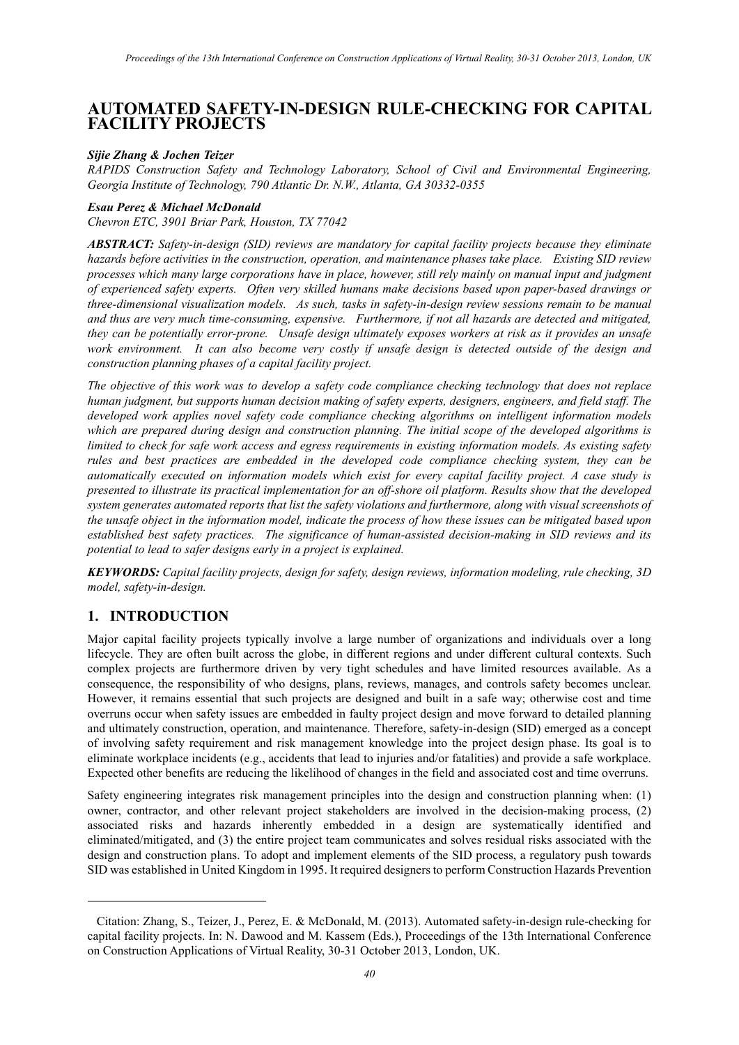# AUTOMATED SAFETY-IN-DESIGN RULE-CHECKING FOR CAPITAL FACILITY PROJECTS

***Sijie Zhang & Jochen Teizer***

*RAPIDS Construction Safety and Technology Laboratory, School of Civil and Environmental Engineering, Georgia Institute of Technology, 790 Atlantic Dr. N.W., Atlanta, GA 30332-0355*

***Esau Perez & Michael McDonald***

*Chevron ETC, 3901 Briar Park, Houston, TX 77042*

***ABSTRACT:*** *Safety-in-design (SID) reviews are mandatory for capital facility projects because they eliminate hazards before activities in the construction, operation, and maintenance phases take place. Existing SID review processes which many large corporations have in place, however, still rely mainly on manual input and judgment of experienced safety experts. Often very skilled humans make decisions based upon paper-based drawings or three-dimensional visualization models. As such, tasks in safety-in-design review sessions remain to be manual and thus are very much time-consuming, expensive. Furthermore, if not all hazards are detected and mitigated, they can be potentially error-prone. Unsafe design ultimately exposes workers at risk as it provides an unsafe work environment. It can also become very costly if unsafe design is detected outside of the design and construction planning phases of a capital facility project.*

*The objective of this work was to develop a safety code compliance checking technology that does not replace human judgment, but supports human decision making of safety experts, designers, engineers, and field staff. The developed work applies novel safety code compliance checking algorithms on intelligent information models which are prepared during design and construction planning. The initial scope of the developed algorithms is limited to check for safe work access and egress requirements in existing information models. As existing safety rules and best practices are embedded in the developed code compliance checking system, they can be automatically executed on information models which exist for every capital facility project. A case study is presented to illustrate its practical implementation for an off-shore oil platform. Results show that the developed system generates automated reports that list the safety violations and furthermore, along with visual screenshots of the unsafe object in the information model, indicate the process of how these issues can be mitigated based upon established best safety practices. The significance of human-assisted decision-making in SID reviews and its potential to lead to safer designs early in a project is explained.*

***KEYWORDS:*** *Capital facility projects, design for safety, design reviews, information modeling, rule checking, 3D model, safety-in-design.*

## 1. INTRODUCTION

Major capital facility projects typically involve a large number of organizations and individuals over a long lifecycle. They are often built across the globe, in different regions and under different cultural contexts. Such complex projects are furthermore driven by very tight schedules and have limited resources available. As a consequence, the responsibility of who designs, plans, reviews, manages, and controls safety becomes unclear. However, it remains essential that such projects are designed and built in a safe way; otherwise cost and time overruns occur when safety issues are embedded in faulty project design and move forward to detailed planning and ultimately construction, operation, and maintenance. Therefore, safety-in-design (SID) emerged as a concept of involving safety requirement and risk management knowledge into the project design phase. Its goal is to eliminate workplace incidents (e.g., accidents that lead to injuries and/or fatalities) and provide a safe workplace. Expected other benefits are reducing the likelihood of changes in the field and associated cost and time overruns.

Safety engineering integrates risk management principles into the design and construction planning when: (1) owner, contractor, and other relevant project stakeholders are involved in the decision-making process, (2) associated risks and hazards inherently embedded in a design are systematically identified and eliminated/mitigated, and (3) the entire project team communicates and solves residual risks associated with the design and construction plans. To adopt and implement elements of the SID process, a regulatory push towards SID was established in United Kingdom in 1995. It required designers to perform Construction Hazards Prevention

Citation: Zhang, S., Teizer, J., Perez, E. & McDonald, M. (2013). Automated safety-in-design rule-checking for capital facility projects. In: N. Dawood and M. Kassem (Eds.), Proceedings of the 13th International Conference on Construction Applications of Virtual Reality, 30-31 October 2013, London, UK.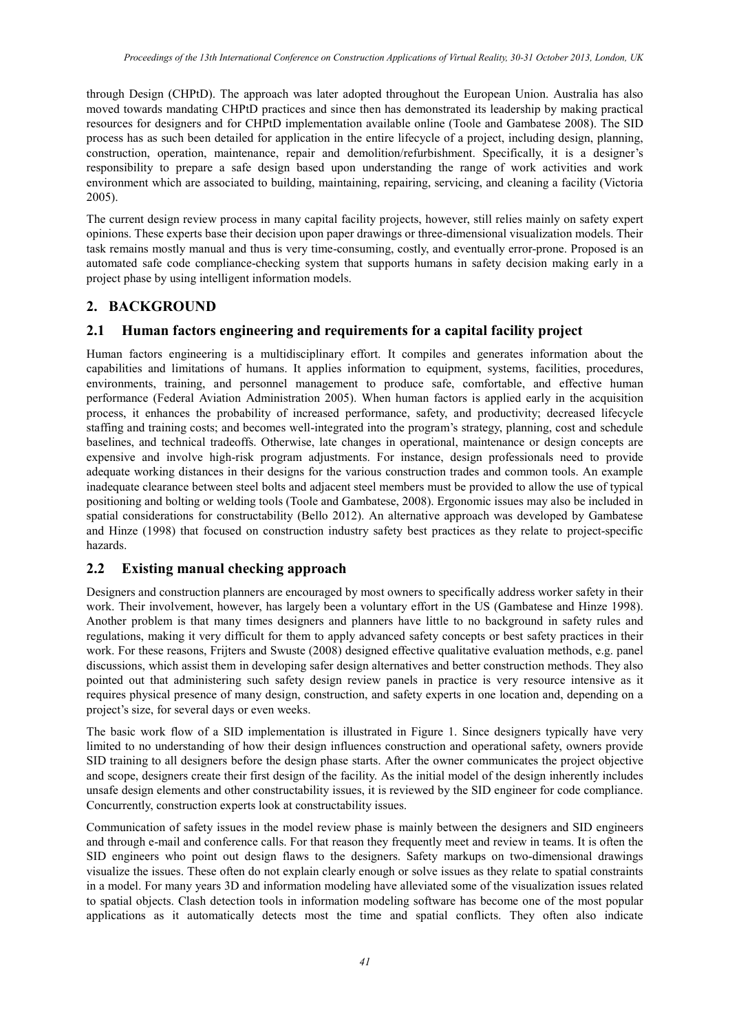through Design (CHPtD). The approach was later adopted throughout the European Union. Australia has also moved towards mandating CHPtD practices and since then has demonstrated its leadership by making practical resources for designers and for CHPtD implementation available online (Toole and Gambatese 2008). The SID process has as such been detailed for application in the entire lifecycle of a project, including design, planning, construction, operation, maintenance, repair and demolition/refurbishment. Specifically, it is a designer's responsibility to prepare a safe design based upon understanding the range of work activities and work environment which are associated to building, maintaining, repairing, servicing, and cleaning a facility (Victoria 2005).

The current design review process in many capital facility projects, however, still relies mainly on safety expert opinions. These experts base their decision upon paper drawings or three-dimensional visualization models. Their task remains mostly manual and thus is very time-consuming, costly, and eventually error-prone. Proposed is an automated safe code compliance-checking system that supports humans in safety decision making early in a project phase by using intelligent information models.

## 2. BACKGROUND

### 2.1 Human factors engineering and requirements for a capital facility project

Human factors engineering is a multidisciplinary effort. It compiles and generates information about the capabilities and limitations of humans. It applies information to equipment, systems, facilities, procedures, environments, training, and personnel management to produce safe, comfortable, and effective human performance (Federal Aviation Administration 2005). When human factors is applied early in the acquisition process, it enhances the probability of increased performance, safety, and productivity; decreased lifecycle staffing and training costs; and becomes well-integrated into the program's strategy, planning, cost and schedule baselines, and technical tradeoffs. Otherwise, late changes in operational, maintenance or design concepts are expensive and involve high-risk program adjustments. For instance, design professionals need to provide adequate working distances in their designs for the various construction trades and common tools. An example inadequate clearance between steel bolts and adjacent steel members must be provided to allow the use of typical positioning and bolting or welding tools (Toole and Gambatese, 2008). Ergonomic issues may also be included in spatial considerations for constructability (Bello 2012). An alternative approach was developed by Gambatese and Hinze (1998) that focused on construction industry safety best practices as they relate to project-specific hazards.

### 2.2 Existing manual checking approach

Designers and construction planners are encouraged by most owners to specifically address worker safety in their work. Their involvement, however, has largely been a voluntary effort in the US (Gambatese and Hinze 1998). Another problem is that many times designers and planners have little to no background in safety rules and regulations, making it very difficult for them to apply advanced safety concepts or best safety practices in their work. For these reasons, Frijters and Swuste (2008) designed effective qualitative evaluation methods, e.g. panel discussions, which assist them in developing safer design alternatives and better construction methods. They also pointed out that administering such safety design review panels in practice is very resource intensive as it requires physical presence of many design, construction, and safety experts in one location and, depending on a project's size, for several days or even weeks.

The basic work flow of a SID implementation is illustrated in Figure 1. Since designers typically have very limited to no understanding of how their design influences construction and operational safety, owners provide SID training to all designers before the design phase starts. After the owner communicates the project objective and scope, designers create their first design of the facility. As the initial model of the design inherently includes unsafe design elements and other constructability issues, it is reviewed by the SID engineer for code compliance. Concurrently, construction experts look at constructability issues.

Communication of safety issues in the model review phase is mainly between the designers and SID engineers and through e-mail and conference calls. For that reason they frequently meet and review in teams. It is often the SID engineers who point out design flaws to the designers. Safety markups on two-dimensional drawings visualize the issues. These often do not explain clearly enough or solve issues as they relate to spatial constraints in a model. For many years 3D and information modeling have alleviated some of the visualization issues related to spatial objects. Clash detection tools in information modeling software has become one of the most popular applications as it automatically detects most the time and spatial conflicts. They often also indicate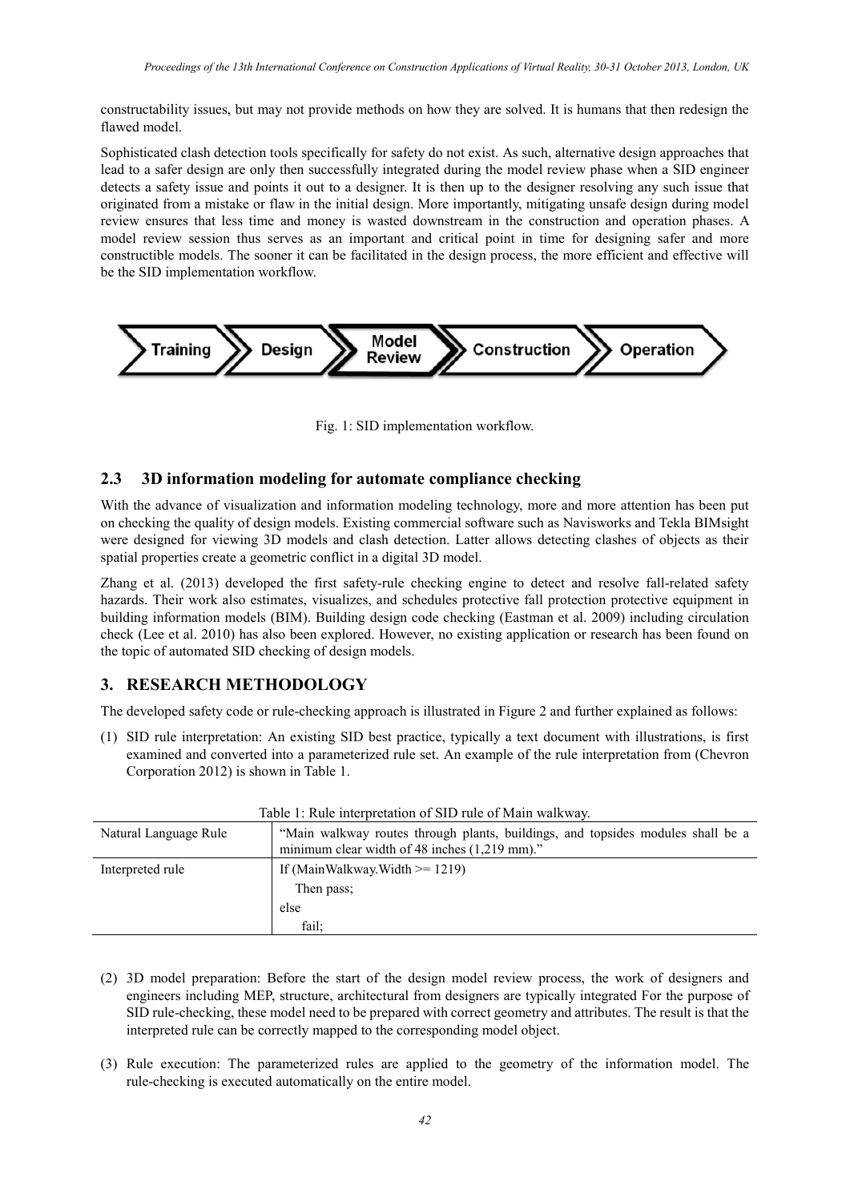constructability issues, but may not provide methods on how they are solved. It is humans that then redesign the flawed model.

Sophisticated clash detection tools specifically for safety do not exist. As such, alternative design approaches that lead to a safer design are only then successfully integrated during the model review phase when a SID engineer detects a safety issue and points it out to a designer. It is then up to the designer resolving any such issue that originated from a mistake or flaw in the initial design. More importantly, mitigating unsafe design during model review ensures that less time and money is wasted downstream in the construction and operation phases. A model review session thus serves as an important and critical point in time for designing safer and more constructible models. The sooner it can be facilitated in the design process, the more efficient and effective will be the SID implementation workflow.

Training
Design
Model Review
Construction
Operation

Fig. 1: SID implementation workflow.

## 2.3 3D information modeling for automate compliance checking

With the advance of visualization and information modeling technology, more and more attention has been put on checking the quality of design models. Existing commercial software such as Navisworks and Tekla BIMsight were designed for viewing 3D models and clash detection. Latter allows detecting clashes of objects as their spatial properties create a geometric conflict in a digital 3D model.

Zhang et al. (2013) developed the first safety-rule checking engine to detect and resolve fall-related safety hazards. Their work also estimates, visualizes, and schedules protective fall protection protective equipment in building information models (BIM). Building design code checking (Eastman et al. 2009) including circulation check (Lee et al. 2010) has also been explored. However, no existing application or research has been found on the topic of automated SID checking of design models.

# 3. RESEARCH METHODOLOGY

The developed safety code or rule-checking approach is illustrated in Figure 2 and further explained as follows:

(1) SID rule interpretation: An existing SID best practice, typically a text document with illustrations, is first examined and converted into a parameterized rule set. An example of the rule interpretation from (Chevron Corporation 2012) is shown in Table 1.

Table 1: Rule interpretation of SID rule of Main walkway.

| | |
|---|---|
| Natural Language Rule | "Main walkway routes through plants, buildings, and topsides modules shall be a minimum clear width of 48 inches (1,219 mm)." |
| Interpreted rule | If (MainWalkway.Width >= 1219)<br>Then pass;<br>else<br>fail; |

(2) 3D model preparation: Before the start of the design model review process, the work of designers and engineers including MEP, structure, architectural from designers are typically integrated For the purpose of SID rule-checking, these model need to be prepared with correct geometry and attributes. The result is that the interpreted rule can be correctly mapped to the corresponding model object.

(3) Rule execution: The parameterized rules are applied to the geometry of the information model. The rule-checking is executed automatically on the entire model.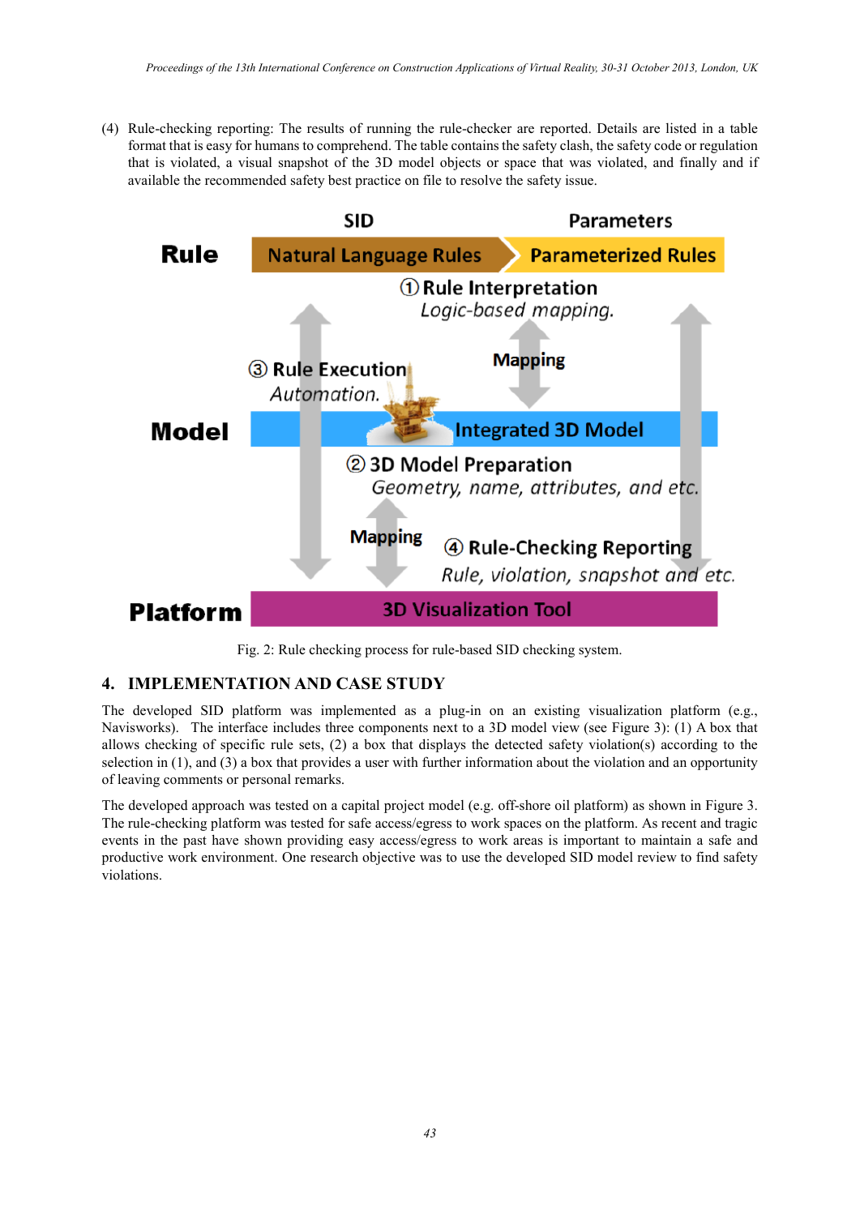(4) Rule-checking reporting: The results of running the rule-checker are reported. Details are listed in a table format that is easy for humans to comprehend. The table contains the safety clash, the safety code or regulation that is violated, a visual snapshot of the 3D model objects or space that was violated, and finally and if available the recommended safety best practice on file to resolve the safety issue.

SID
Parameters
Rule
Natural Language Rules
Parameterized Rules
① Rule Intergretation
*Logic-based mapping.*
Mapping
③ Rule Execution
*Automation.*
Model
Integrated 3D Model
② 3D Model Preparation
*Geometry, name, attributes, and etc.*
Mapping
④ Rule-Checking Reporting
*Rule, violation, snapshot and etc.*
Platform
3D Visualization Tool

Fig. 2: Rule checking process for rule-based SID checking system.

## 4. IMPLEMENTATION AND CASE STUDY

The developed SID platform was implemented as a plug-in on an existing visualization platform (e.g., Naviswork). The interface includes three components next to a 3D model view (see Figure 3): (1) A box that allows checking of specific rule sets, (2) a box that displays the detected safety violation(s) according to the selection in (1), and (3) a box that provides a user with further information about the violation and an opportunity of leaving comments or personal remarks.

The developed approach was tested on a capital project model (e.g. off-shore oil platform) as shown in Figure 3. The rule-checking platform was tested for safe access/egress to work spaces on the platform. As recent and tragic events in the past have shown providing easy access/egress to work areas is important to maintain a safe and productive work environment. One research objective was to use the developed SID model review to find safety violations.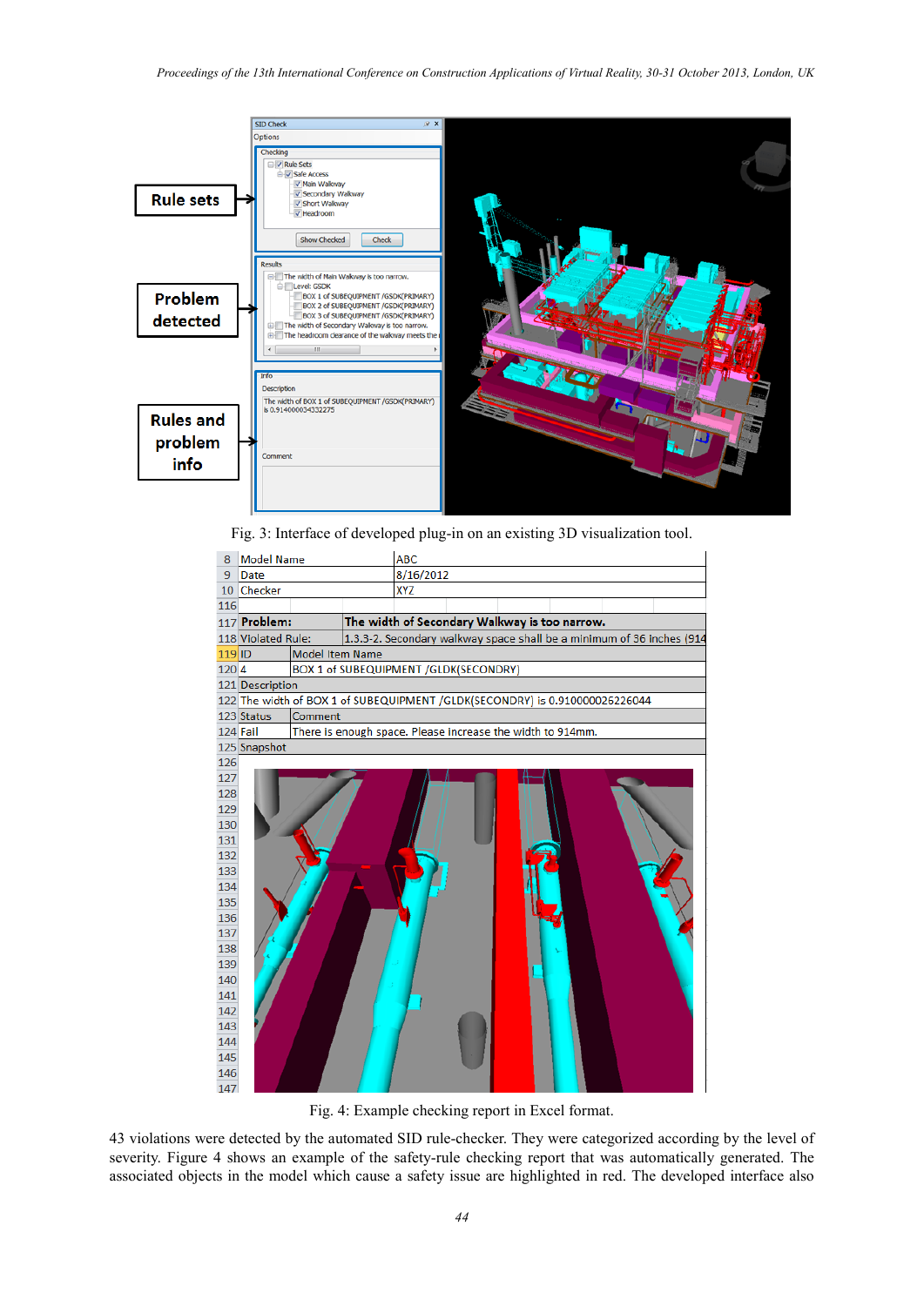Fig. 3: Interface of developed plug-in on an existing 3D visualization tool.

Fig. 4: Example checking report in Excel format.

43 violations were detected by the automated SID rule-checker. They were categorized according by the level of severity. Figure 4 shows an example of the safety-rule checking report that was automatically generated. The associated objects in the model which cause a safety issue are highlighted in red. The developed interface also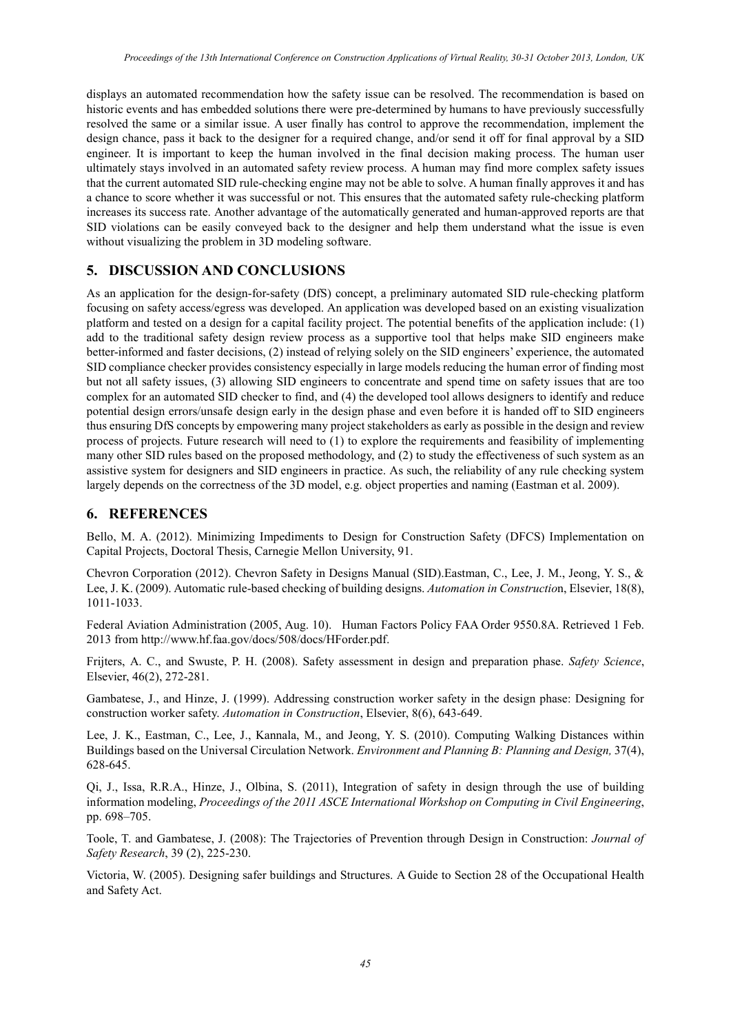displays an automated recommendation how the safety issue can be resolved. The recommendation is based on historic events and has embedded solutions there were pre-determined by humans to have previously successfully resolved the same or a similar issue. A user finally has control to approve the recommendation, implement the design chance, pass it back to the designer for a required change, and/or send it off for final approval by a SID engineer. It is important to keep the human involved in the final decision making process. The human user ultimately stays involved in an automated safety review process. A human may find more complex safety issues that the current automated SID rule-checking engine may not be able to solve. A human finally approves it and has a chance to score whether it was successful or not. This ensures that the automated safety rule-checking platform increases its success rate. Another advantage of the automatically generated and human-approved reports are that SID violations can be easily conveyed back to the designer and help them understand what the issue is even without visualizing the problem in 3D modeling software.

## 5. DISCUSSION AND CONCLUSIONS

As an application for the design-for-safety (DfS) concept, a preliminary automated SID rule-checking platform focusing on safety access/egress was developed. An application was developed based on an existing visualization platform and tested on a design for a capital facility project. The potential benefits of the application include: (1) add to the traditional safety design review process as a supportive tool that helps make SID engineers make better-informed and faster decisions, (2) instead of relying solely on the SID engineers' experience, the automated SID compliance checker provides consistency especially in large models reducing the human error of finding most but not all safety issues, (3) allowing SID engineers to concentrate and spend time on safety issues that are too complex for an automated SID checker to find, and (4) the developed tool allows designers to identify and reduce potential design errors/unsafe design early in the design phase and even before it is handed off to SID engineers thus ensuring DfS concepts by empowering many project stakeholders as early as possible in the design and review process of projects. Future research will need to (1) to explore the requirements and feasibility of implementing many other SID rules based on the proposed methodology, and (2) to study the effectiveness of such system as an assistive system for designers and SID engineers in practice. As such, the reliability of any rule checking system largely depends on the correctness of the 3D model, e.g. object properties and naming (Eastman et al. 2009).

## 6. REFERENCES

Bello, M. A. (2012). Minimizing Impediments to Design for Construction Safety (DFCS) Implementation on Capital Projects, Doctoral Thesis, Carnegie Mellon University, 91.

Chevron Corporation (2012). Chevron Safety in Designs Manual (SID).Eastman, C., Lee, J. M., Jeong, Y. S., & Lee, J. K. (2009). Automatic rule-based checking of building designs. *Automation in Construction*, Elsevier, 18(8), 1011-1033.

Federal Aviation Administration (2005, Aug. 10). Human Factors Policy FAA Order 9550.8A. Retrieved 1 Feb. 2013 from http://www.hf.faa.gov/docs/508/docs/HForder.pdf.

Frijters, A. C., and Swuste, P. H. (2008). Safety assessment in design and preparation phase. *Safety Science*, Elsevier, 46(2), 272-281.

Gambatese, J., and Hinze, J. (1999). Addressing construction worker safety in the design phase: Designing for construction worker safety. *Automation in Construction*, Elsevier, 8(6), 643-649.

Lee, J. K., Eastman, C., Lee, J., Kannala, M., and Jeong, Y. S. (2010). Computing Walking Distances within Buildings based on the Universal Circulation Network. *Environment and Planning B: Planning and Design,* 37(4), 628-645.

Qi, J., Issa, R.R.A., Hinze, J., Olbina, S. (2011), Integration of safety in design through the use of building information modeling, *Proceedings of the 2011 ASCE International Workshop on Computing in Civil Engineering*, pp. 698–705.

Toole, T. and Gambatese, J. (2008): The Trajectories of Prevention through Design in Construction: *Journal of Safety Research*, 39 (2), 225-230.

Victoria, W. (2005). Designing safer buildings and Structures. A Guide to Section 28 of the Occupational Health and Safety Act.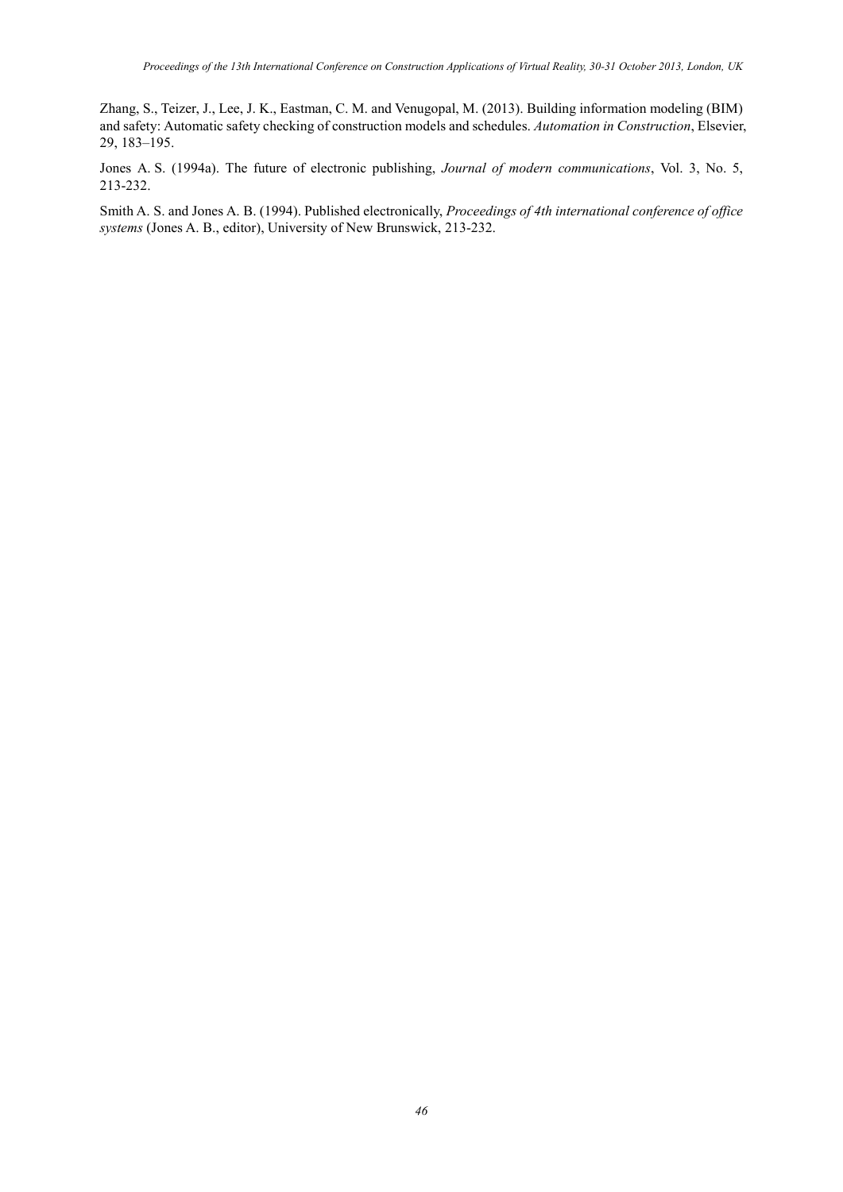Zhang, S., Teizer, J., Lee, J. K., Eastman, C. M. and Venugopal, M. (2013). Building information modeling (BIM) and safety: Automatic safety checking of construction models and schedules. *Automation in Construction*, Elsevier, 29, 183–195.

Jones A. S. (1994a). The future of electronic publishing, *Journal of modern communications*, Vol. 3, No. 5, 213-232.

Smith A. S. and Jones A. B. (1994). Published electronically, *Proceedings of 4th international conference of office systems* (Jones A. B., editor), University of New Brunswick, 213-232.